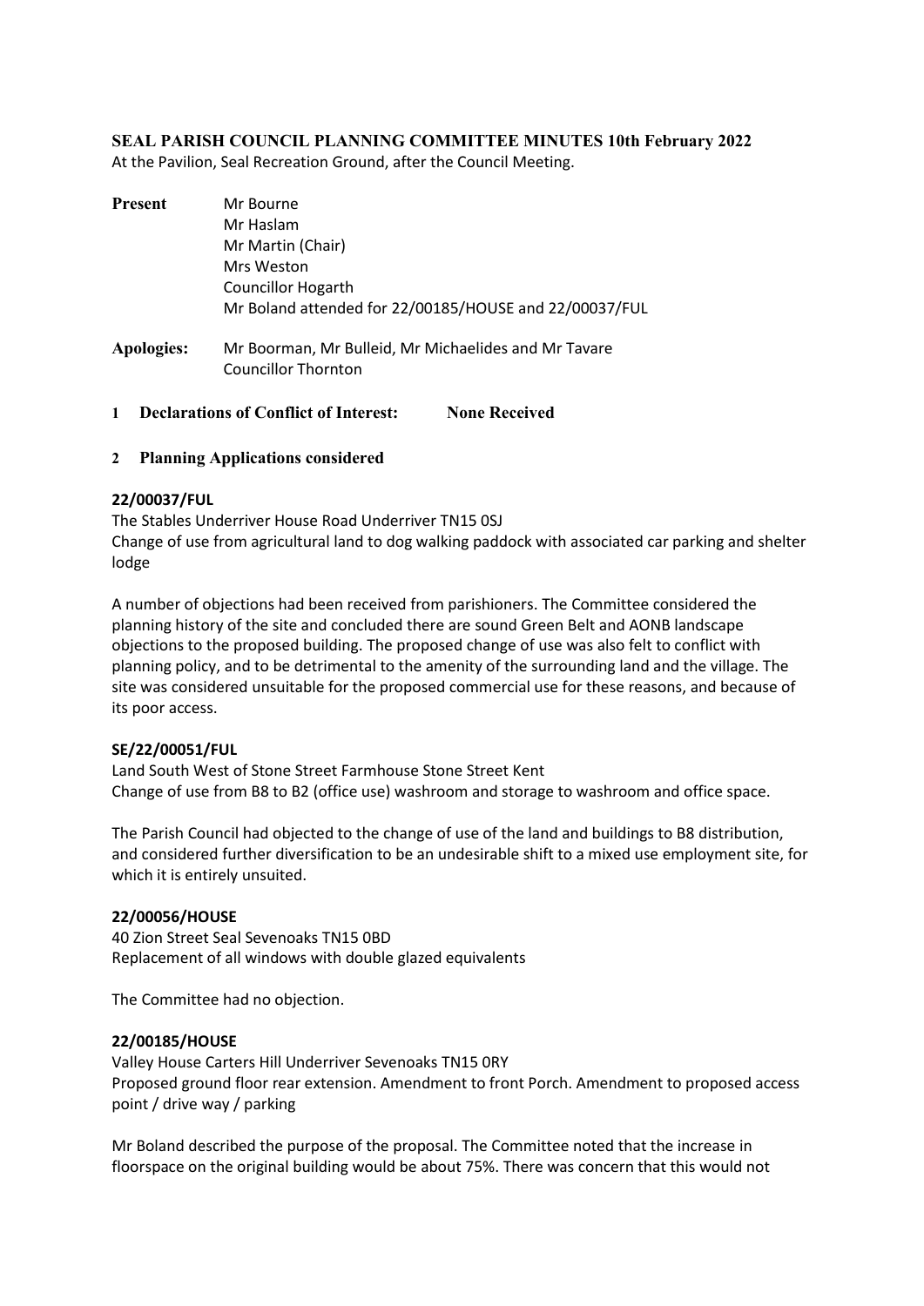**SEAL PARISH COUNCIL PLANNING COMMITTEE MINUTES 10th February 2022**

At the Pavilion, Seal Recreation Ground, after the Council Meeting.

**Present**
Mr Bourne
Mr Haslam
Mr Martin (Chair)
Mrs Weston
Councillor Hogarth
Mr Boland attended for 22/00185/HOUSE and 22/00037/FUL

**Apologies:** Mr Boorman, Mr Bulleid, Mr Michaelides and Mr Tavare
Councillor Thornton

**1 Declarations of Conflict of Interest: None Received**

**2 Planning Applications considered**

**22/00037/FUL**

The Stables Underriver House Road Underriver TN15 0SJ
Change of use from agricultural land to dog walking paddock with associated car parking and shelter lodge

A number of objections had been received from parishioners. The Committee considered the planning history of the site and concluded there are sound Green Belt and AONB landscape objections to the proposed building. The proposed change of use was also felt to conflict with planning policy, and to be detrimental to the amenity of the surrounding land and the village. The site was considered unsuitable for the proposed commercial use for these reasons, and because of its poor access.

**SE/22/00051/FUL**

Land South West of Stone Street Farmhouse Stone Street Kent
Change of use from B8 to B2 (office use) washroom and storage to washroom and office space.

The Parish Council had objected to the change of use of the land and buildings to B8 distribution, and considered further diversification to be an undesirable shift to a mixed use employment site, for which it is entirely unsuited.

**22/00056/HOUSE**

40 Zion Street Seal Sevenoaks TN15 0BD
Replacement of all windows with double glazed equivalents

The Committee had no objection.

**22/00185/HOUSE**

Valley House Carters Hill Underriver Sevenoaks TN15 0RY
Proposed ground floor rear extension. Amendment to front Porch. Amendment to proposed access point / drive way / parking

Mr Boland described the purpose of the proposal. The Committee noted that the increase in floorspace on the original building would be about 75%. There was concern that this would not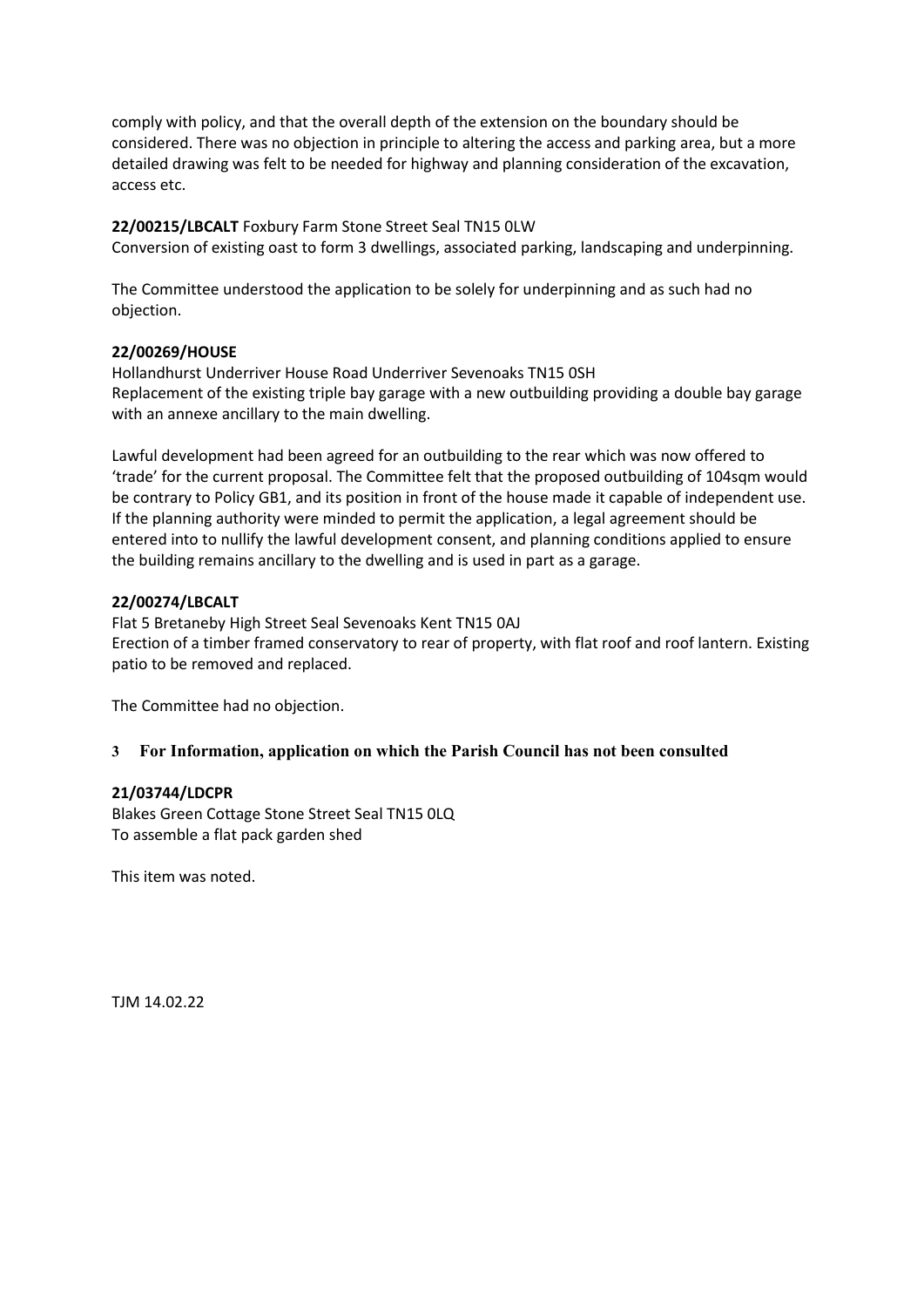comply with policy, and that the overall depth of the extension on the boundary should be considered. There was no objection in principle to altering the access and parking area, but a more detailed drawing was felt to be needed for highway and planning consideration of the excavation, access etc.

**22/00215/LBCALT** Foxbury Farm Stone Street Seal TN15 0LW
Conversion of existing oast to form 3 dwellings, associated parking, landscaping and underpinning.

The Committee understood the application to be solely for underpinning and as such had no objection.

**22/00269/HOUSE**
Hollandhurst Underriver House Road Underriver Sevenoaks TN15 0SH
Replacement of the existing triple bay garage with a new outbuilding providing a double bay garage with an annexe ancillary to the main dwelling.

Lawful development had been agreed for an outbuilding to the rear which was now offered to 'trade' for the current proposal. The Committee felt that the proposed outbuilding of 104sqm would be contrary to Policy GB1, and its position in front of the house made it capable of independent use. If the planning authority were minded to permit the application, a legal agreement should be entered into to nullify the lawful development consent, and planning conditions applied to ensure the building remains ancillary to the dwelling and is used in part as a garage.

**22/00274/LBCALT**
Flat 5 Bretaneby High Street Seal Sevenoaks Kent TN15 0AJ
Erection of a timber framed conservatory to rear of property, with flat roof and roof lantern. Existing patio to be removed and replaced.

The Committee had no objection.

## 3 For Information, application on which the Parish Council has not been consulted

**21/03744/LDCPR**
Blakes Green Cottage Stone Street Seal TN15 0LQ
To assemble a flat pack garden shed

This item was noted.

TJM 14.02.22